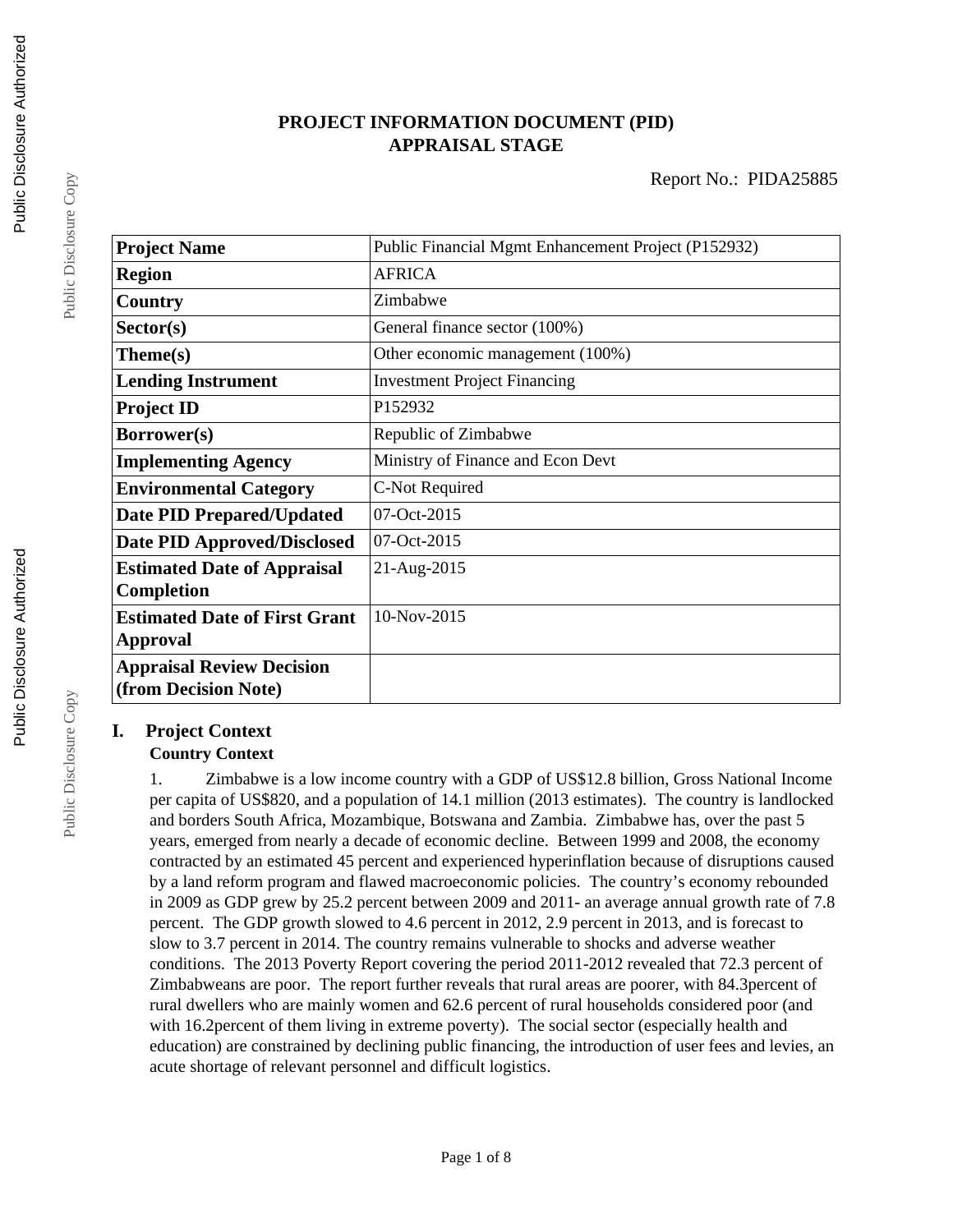# PROJECT INFORMATION DOCUMENT (PID)
## APPRAISAL STAGE

Report No.: PIDA25885

| Project Name | Public Financial Mgmt Enhancement Project (P152932) |
|---|---|
| Region | AFRICA |
| Country | Zimbabwe |
| Sector(s) | General finance sector (100%) |
| Theme(s) | Other economic management (100%) |
| Lending Instrument | Investment Project Financing |
| Project ID | P152932 |
| Borrower(s) | Republic of Zimbabwe |
| Implementing Agency | Ministry of Finance and Econ Devt |
| Environmental Category | C-Not Required |
| Date PID Prepared/Updated | 07-Oct-2015 |
| Date PID Approved/Disclosed | 07-Oct-2015 |
| Estimated Date of Appraisal Completion | 21-Aug-2015 |
| Estimated Date of First Grant Approval | 10-Nov-2015 |
| Appraisal Review Decision (from Decision Note) | |

## I. Project Context

### Country Context

1. Zimbabwe is a low income country with a GDP of US$12.8 billion, Gross National Income per capita of US$820, and a population of 14.1 million (2013 estimates). The country is landlocked and borders South Africa, Mozambique, Botswana and Zambia. Zimbabwe has, over the past 5 years, emerged from nearly a decade of economic decline. Between 1999 and 2008, the economy contracted by an estimated 45 percent and experienced hyperinflation because of disruptions caused by a land reform program and flawed macroeconomic policies. The country's economy rebounded in 2009 as GDP grew by 25.2 percent between 2009 and 2011- an average annual growth rate of 7.8 percent. The GDP growth slowed to 4.6 percent in 2012, 2.9 percent in 2013, and is forecast to slow to 3.7 percent in 2014. The country remains vulnerable to shocks and adverse weather conditions. The 2013 Poverty Report covering the period 2011-2012 revealed that 72.3 percent of Zimbabweans are poor. The report further reveals that rural areas are poorer, with 84.3percent of rural dwellers who are mainly women and 62.6 percent of rural households considered poor (and with 16.2percent of them living in extreme poverty). The social sector (especially health and education) are constrained by declining public financing, the introduction of user fees and levies, an acute shortage of relevant personnel and difficult logistics.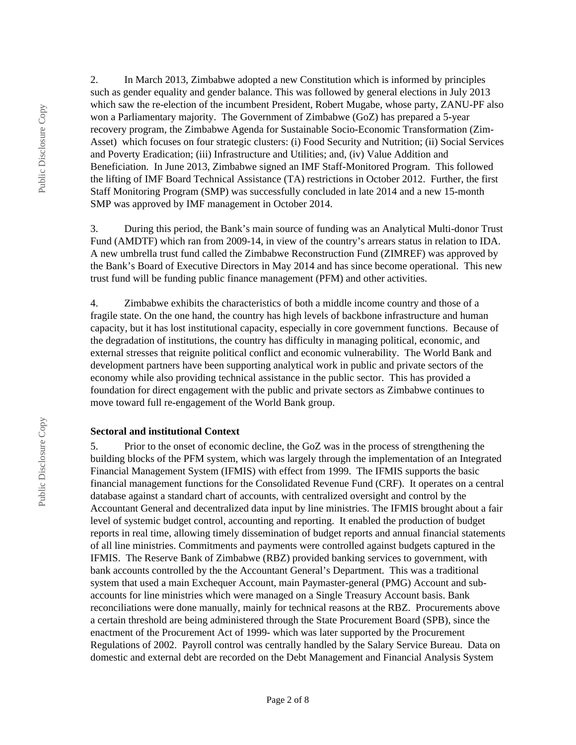2. In March 2013, Zimbabwe adopted a new Constitution which is informed by principles such as gender equality and gender balance. This was followed by general elections in July 2013 which saw the re-election of the incumbent President, Robert Mugabe, whose party, ZANU-PF also won a Parliamentary majority. The Government of Zimbabwe (GoZ) has prepared a 5-year recovery program, the Zimbabwe Agenda for Sustainable Socio-Economic Transformation (Zim-Asset) which focuses on four strategic clusters: (i) Food Security and Nutrition; (ii) Social Services and Poverty Eradication; (iii) Infrastructure and Utilities; and, (iv) Value Addition and Beneficiation. In June 2013, Zimbabwe signed an IMF Staff-Monitored Program. This followed the lifting of IMF Board Technical Assistance (TA) restrictions in October 2012. Further, the first Staff Monitoring Program (SMP) was successfully concluded in late 2014 and a new 15-month SMP was approved by IMF management in October 2014.

3. During this period, the Bank's main source of funding was an Analytical Multi-donor Trust Fund (AMDTF) which ran from 2009-14, in view of the country's arrears status in relation to IDA. A new umbrella trust fund called the Zimbabwe Reconstruction Fund (ZIMREF) was approved by the Bank's Board of Executive Directors in May 2014 and has since become operational. This new trust fund will be funding public finance management (PFM) and other activities.

4. Zimbabwe exhibits the characteristics of both a middle income country and those of a fragile state. On the one hand, the country has high levels of backbone infrastructure and human capacity, but it has lost institutional capacity, especially in core government functions. Because of the degradation of institutions, the country has difficulty in managing political, economic, and external stresses that reignite political conflict and economic vulnerability. The World Bank and development partners have been supporting analytical work in public and private sectors of the economy while also providing technical assistance in the public sector. This has provided a foundation for direct engagement with the public and private sectors as Zimbabwe continues to move toward full re-engagement of the World Bank group.

**Sectoral and institutional Context**

5. Prior to the onset of economic decline, the GoZ was in the process of strengthening the building blocks of the PFM system, which was largely through the implementation of an Integrated Financial Management System (IFMIS) with effect from 1999. The IFMIS supports the basic financial management functions for the Consolidated Revenue Fund (CRF). It operates on a central database against a standard chart of accounts, with centralized oversight and control by the Accountant General and decentralized data input by line ministries. The IFMIS brought about a fair level of systemic budget control, accounting and reporting. It enabled the production of budget reports in real time, allowing timely dissemination of budget reports and annual financial statements of all line ministries. Commitments and payments were controlled against budgets captured in the IFMIS. The Reserve Bank of Zimbabwe (RBZ) provided banking services to government, with bank accounts controlled by the the Accountant General's Department. This was a traditional system that used a main Exchequer Account, main Paymaster-general (PMG) Account and sub-accounts for line ministries which were managed on a Single Treasury Account basis. Bank reconciliations were done manually, mainly for technical reasons at the RBZ. Procurements above a certain threshold are being administered through the State Procurement Board (SPB), since the enactment of the Procurement Act of 1999- which was later supported by the Procurement Regulations of 2002. Payroll control was centrally handled by the Salary Service Bureau. Data on domestic and external debt are recorded on the Debt Management and Financial Analysis System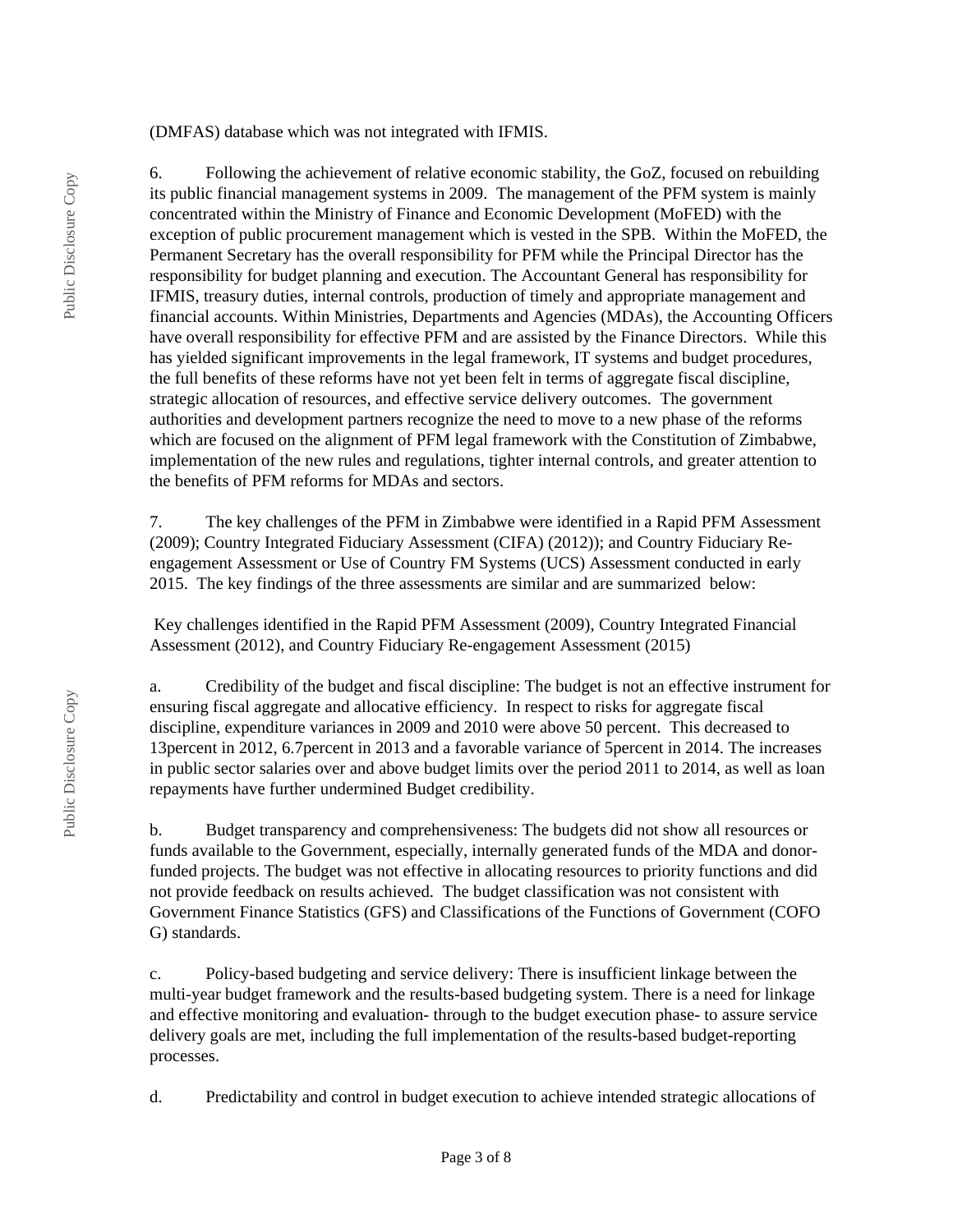(DMFAS) database which was not integrated with IFMIS.

6. Following the achievement of relative economic stability, the GoZ, focused on rebuilding its public financial management systems in 2009. The management of the PFM system is mainly concentrated within the Ministry of Finance and Economic Development (MoFED) with the exception of public procurement management which is vested in the SPB. Within the MoFED, the Permanent Secretary has the overall responsibility for PFM while the Principal Director has the responsibility for budget planning and execution. The Accountant General has responsibility for IFMIS, treasury duties, internal controls, production of timely and appropriate management and financial accounts. Within Ministries, Departments and Agencies (MDAs), the Accounting Officers have overall responsibility for effective PFM and are assisted by the Finance Directors. While this has yielded significant improvements in the legal framework, IT systems and budget procedures, the full benefits of these reforms have not yet been felt in terms of aggregate fiscal discipline, strategic allocation of resources, and effective service delivery outcomes. The government authorities and development partners recognize the need to move to a new phase of the reforms which are focused on the alignment of PFM legal framework with the Constitution of Zimbabwe, implementation of the new rules and regulations, tighter internal controls, and greater attention to the benefits of PFM reforms for MDAs and sectors.

7. The key challenges of the PFM in Zimbabwe were identified in a Rapid PFM Assessment (2009); Country Integrated Fiduciary Assessment (CIFA) (2012)); and Country Fiduciary Re-engagement Assessment or Use of Country FM Systems (UCS) Assessment conducted in early 2015. The key findings of the three assessments are similar and are summarized below:

Key challenges identified in the Rapid PFM Assessment (2009), Country Integrated Financial Assessment (2012), and Country Fiduciary Re-engagement Assessment (2015)

a. Credibility of the budget and fiscal discipline: The budget is not an effective instrument for ensuring fiscal aggregate and allocative efficiency. In respect to risks for aggregate fiscal discipline, expenditure variances in 2009 and 2010 were above 50 percent. This decreased to 13percent in 2012, 6.7percent in 2013 and a favorable variance of 5percent in 2014. The increases in public sector salaries over and above budget limits over the period 2011 to 2014, as well as loan repayments have further undermined Budget credibility.

b. Budget transparency and comprehensiveness: The budgets did not show all resources or funds available to the Government, especially, internally generated funds of the MDA and donor-funded projects. The budget was not effective in allocating resources to priority functions and did not provide feedback on results achieved. The budget classification was not consistent with Government Finance Statistics (GFS) and Classifications of the Functions of Government (COFO G) standards.

c. Policy-based budgeting and service delivery: There is insufficient linkage between the multi-year budget framework and the results-based budgeting system. There is a need for linkage and effective monitoring and evaluation- through to the budget execution phase- to assure service delivery goals are met, including the full implementation of the results-based budget-reporting processes.

d. Predictability and control in budget execution to achieve intended strategic allocations of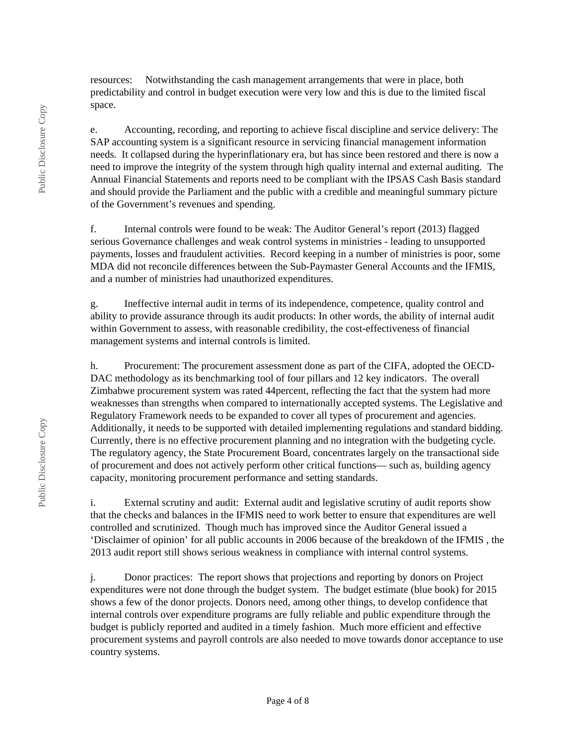resources: Notwithstanding the cash management arrangements that were in place, both predictability and control in budget execution were very low and this is due to the limited fiscal space.

e. Accounting, recording, and reporting to achieve fiscal discipline and service delivery: The SAP accounting system is a significant resource in servicing financial management information needs. It collapsed during the hyperinflationary era, but has since been restored and there is now a need to improve the integrity of the system through high quality internal and external auditing. The Annual Financial Statements and reports need to be compliant with the IPSAS Cash Basis standard and should provide the Parliament and the public with a credible and meaningful summary picture of the Government's revenues and spending.

f. Internal controls were found to be weak: The Auditor General's report (2013) flagged serious Governance challenges and weak control systems in ministries - leading to unsupported payments, losses and fraudulent activities. Record keeping in a number of ministries is poor, some MDA did not reconcile differences between the Sub-Paymaster General Accounts and the IFMIS, and a number of ministries had unauthorized expenditures.

g. Ineffective internal audit in terms of its independence, competence, quality control and ability to provide assurance through its audit products: In other words, the ability of internal audit within Government to assess, with reasonable credibility, the cost-effectiveness of financial management systems and internal controls is limited.

h. Procurement: The procurement assessment done as part of the CIFA, adopted the OECD-DAC methodology as its benchmarking tool of four pillars and 12 key indicators. The overall Zimbabwe procurement system was rated 44percent, reflecting the fact that the system had more weaknesses than strengths when compared to internationally accepted systems. The Legislative and Regulatory Framework needs to be expanded to cover all types of procurement and agencies. Additionally, it needs to be supported with detailed implementing regulations and standard bidding. Currently, there is no effective procurement planning and no integration with the budgeting cycle. The regulatory agency, the State Procurement Board, concentrates largely on the transactional side of procurement and does not actively perform other critical functions— such as, building agency capacity, monitoring procurement performance and setting standards.

i. External scrutiny and audit: External audit and legislative scrutiny of audit reports show that the checks and balances in the IFMIS need to work better to ensure that expenditures are well controlled and scrutinized. Though much has improved since the Auditor General issued a 'Disclaimer of opinion' for all public accounts in 2006 because of the breakdown of the IFMIS , the 2013 audit report still shows serious weakness in compliance with internal control systems.

j. Donor practices: The report shows that projections and reporting by donors on Project expenditures were not done through the budget system. The budget estimate (blue book) for 2015 shows a few of the donor projects. Donors need, among other things, to develop confidence that internal controls over expenditure programs are fully reliable and public expenditure through the budget is publicly reported and audited in a timely fashion. Much more efficient and effective procurement systems and payroll controls are also needed to move towards donor acceptance to use country systems.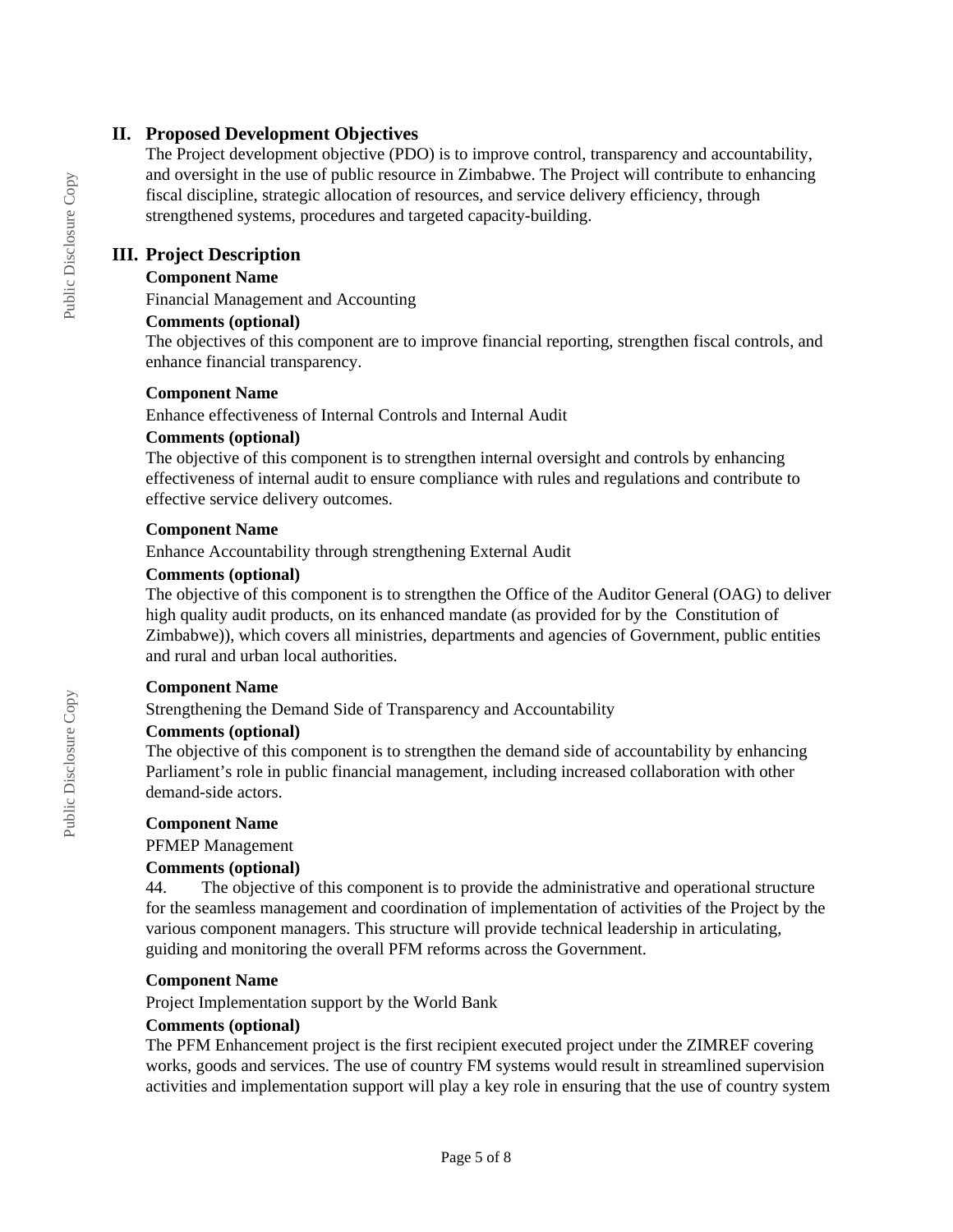## II. Proposed Development Objectives

The Project development objective (PDO) is to improve control, transparency and accountability, and oversight in the use of public resource in Zimbabwe. The Project will contribute to enhancing fiscal discipline, strategic allocation of resources, and service delivery efficiency, through strengthened systems, procedures and targeted capacity-building.

## III. Project Description

**Component Name**

Financial Management and Accounting

**Comments (optional)**

The objectives of this component are to improve financial reporting, strengthen fiscal controls, and enhance financial transparency.

**Component Name**

Enhance effectiveness of Internal Controls and Internal Audit

**Comments (optional)**

The objective of this component is to strengthen internal oversight and controls by enhancing effectiveness of internal audit to ensure compliance with rules and regulations and contribute to effective service delivery outcomes.

**Component Name**

Enhance Accountability through strengthening External Audit

**Comments (optional)**

The objective of this component is to strengthen the Office of the Auditor General (OAG) to deliver high quality audit products, on its enhanced mandate (as provided for by the Constitution of Zimbabwe)), which covers all ministries, departments and agencies of Government, public entities and rural and urban local authorities.

**Component Name**

Strengthening the Demand Side of Transparency and Accountability

**Comments (optional)**

The objective of this component is to strengthen the demand side of accountability by enhancing Parliament's role in public financial management, including increased collaboration with other demand-side actors.

**Component Name**

PFMEP Management

**Comments (optional)**

44. The objective of this component is to provide the administrative and operational structure for the seamless management and coordination of implementation of activities of the Project by the various component managers. This structure will provide technical leadership in articulating, guiding and monitoring the overall PFM reforms across the Government.

**Component Name**

Project Implementation support by the World Bank

**Comments (optional)**

The PFM Enhancement project is the first recipient executed project under the ZIMREF covering works, goods and services. The use of country FM systems would result in streamlined supervision activities and implementation support will play a key role in ensuring that the use of country system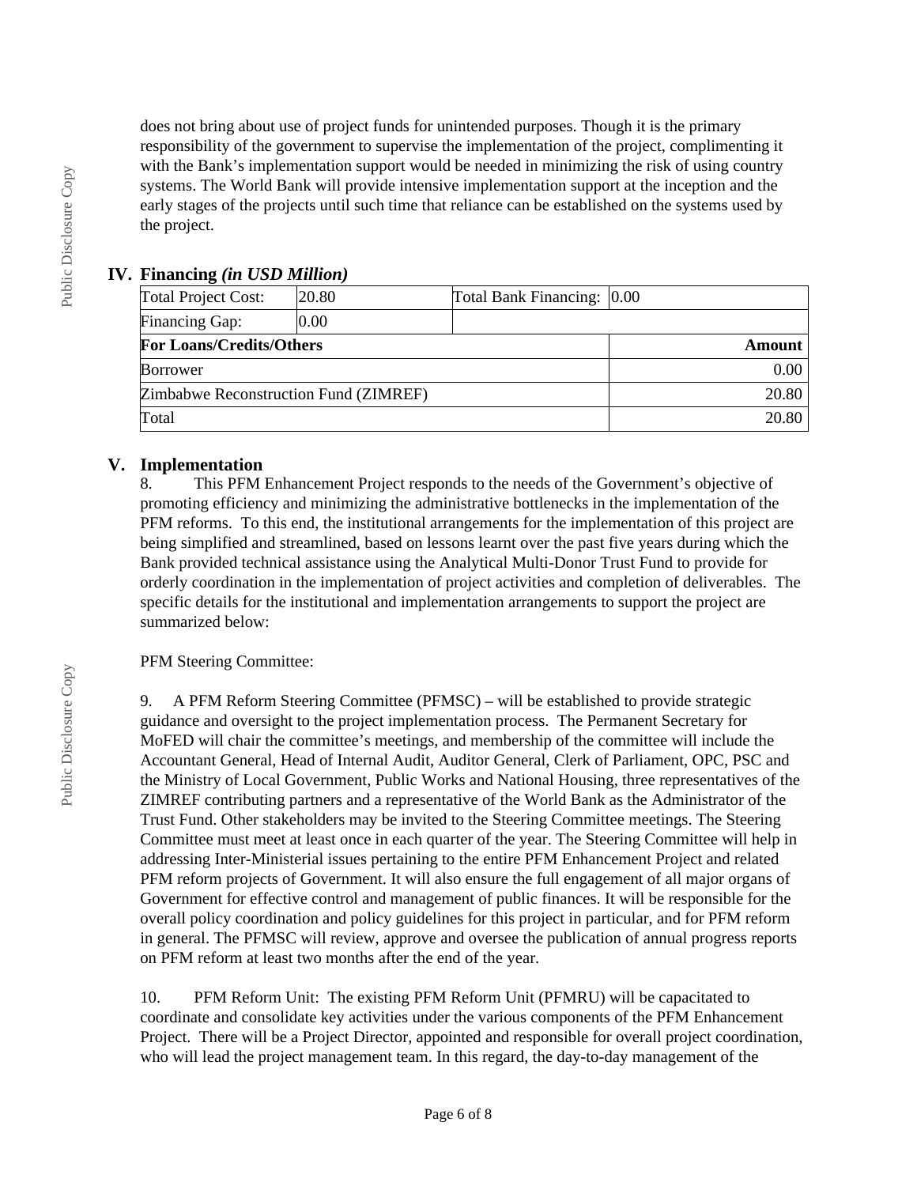does not bring about use of project funds for unintended purposes. Though it is the primary responsibility of the government to supervise the implementation of the project, complimenting it with the Bank's implementation support would be needed in minimizing the risk of using country systems. The World Bank will provide intensive implementation support at the inception and the early stages of the projects until such time that reliance can be established on the systems used by the project.

## IV. Financing *(in USD Million)*

| Total Project Cost: | 20.80 | Total Bank Financing: | 0.00 |
|---|---|---|---|
| Financing Gap: | 0.00 | | |
| **For Loans/Credits/Others** | | | **Amount** |
| Borrower | | | 0.00 |
| Zimbabwe Reconstruction Fund (ZIMREF) | | | 20.80 |
| Total | | | 20.80 |

## V. Implementation

8. This PFM Enhancement Project responds to the needs of the Government's objective of promoting efficiency and minimizing the administrative bottlenecks in the implementation of the PFM reforms. To this end, the institutional arrangements for the implementation of this project are being simplified and streamlined, based on lessons learnt over the past five years during which the Bank provided technical assistance using the Analytical Multi-Donor Trust Fund to provide for orderly coordination in the implementation of project activities and completion of deliverables. The specific details for the institutional and implementation arrangements to support the project are summarized below:

PFM Steering Committee:

9. A PFM Reform Steering Committee (PFMSC) – will be established to provide strategic guidance and oversight to the project implementation process. The Permanent Secretary for MoFED will chair the committee's meetings, and membership of the committee will include the Accountant General, Head of Internal Audit, Auditor General, Clerk of Parliament, OPC, PSC and the Ministry of Local Government, Public Works and National Housing, three representatives of the ZIMREF contributing partners and a representative of the World Bank as the Administrator of the Trust Fund. Other stakeholders may be invited to the Steering Committee meetings. The Steering Committee must meet at least once in each quarter of the year. The Steering Committee will help in addressing Inter-Ministerial issues pertaining to the entire PFM Enhancement Project and related PFM reform projects of Government. It will also ensure the full engagement of all major organs of Government for effective control and management of public finances. It will be responsible for the overall policy coordination and policy guidelines for this project in particular, and for PFM reform in general. The PFMSC will review, approve and oversee the publication of annual progress reports on PFM reform at least two months after the end of the year.

10. PFM Reform Unit: The existing PFM Reform Unit (PFMRU) will be capacitated to coordinate and consolidate key activities under the various components of the PFM Enhancement Project. There will be a Project Director, appointed and responsible for overall project coordination, who will lead the project management team. In this regard, the day-to-day management of the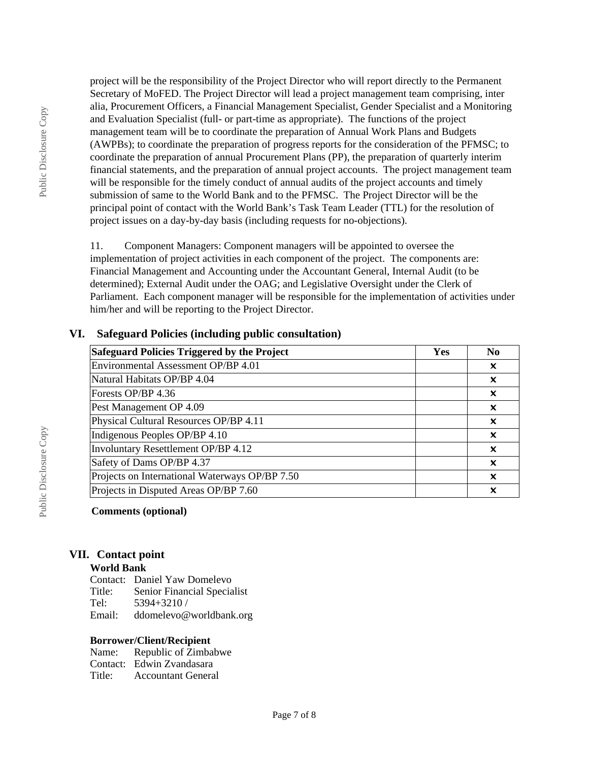project will be the responsibility of the Project Director who will report directly to the Permanent Secretary of MoFED. The Project Director will lead a project management team comprising, inter alia, Procurement Officers, a Financial Management Specialist, Gender Specialist and a Monitoring and Evaluation Specialist (full- or part-time as appropriate). The functions of the project management team will be to coordinate the preparation of Annual Work Plans and Budgets (AWPBs); to coordinate the preparation of progress reports for the consideration of the PFMSC; to coordinate the preparation of annual Procurement Plans (PP), the preparation of quarterly interim financial statements, and the preparation of annual project accounts. The project management team will be responsible for the timely conduct of annual audits of the project accounts and timely submission of same to the World Bank and to the PFMSC. The Project Director will be the principal point of contact with the World Bank's Task Team Leader (TTL) for the resolution of project issues on a day-by-day basis (including requests for no-objections).

11. Component Managers: Component managers will be appointed to oversee the implementation of project activities in each component of the project. The components are: Financial Management and Accounting under the Accountant General, Internal Audit (to be determined); External Audit under the OAG; and Legislative Oversight under the Clerk of Parliament. Each component manager will be responsible for the implementation of activities under him/her and will be reporting to the Project Director.

## VI. Safeguard Policies (including public consultation)

| Safeguard Policies Triggered by the Project | Yes | No |
|---|---|---|
| Environmental Assessment OP/BP 4.01 | | x |
| Natural Habitats OP/BP 4.04 | | x |
| Forests OP/BP 4.36 | | x |
| Pest Management OP 4.09 | | x |
| Physical Cultural Resources OP/BP 4.11 | | x |
| Indigenous Peoples OP/BP 4.10 | | x |
| Involuntary Resettlement OP/BP 4.12 | | x |
| Safety of Dams OP/BP 4.37 | | x |
| Projects on International Waterways OP/BP 7.50 | | x |
| Projects in Disputed Areas OP/BP 7.60 | | x |

**Comments (optional)**

## VII. Contact point

**World Bank**

Contact: Daniel Yaw Domelevo
Title: Senior Financial Specialist
Tel: 5394+3210 /
Email: ddomelevo@worldbank.org

**Borrower/Client/Recipient**

Name: Republic of Zimbabwe
Contact: Edwin Zvandasara
Title: Accountant General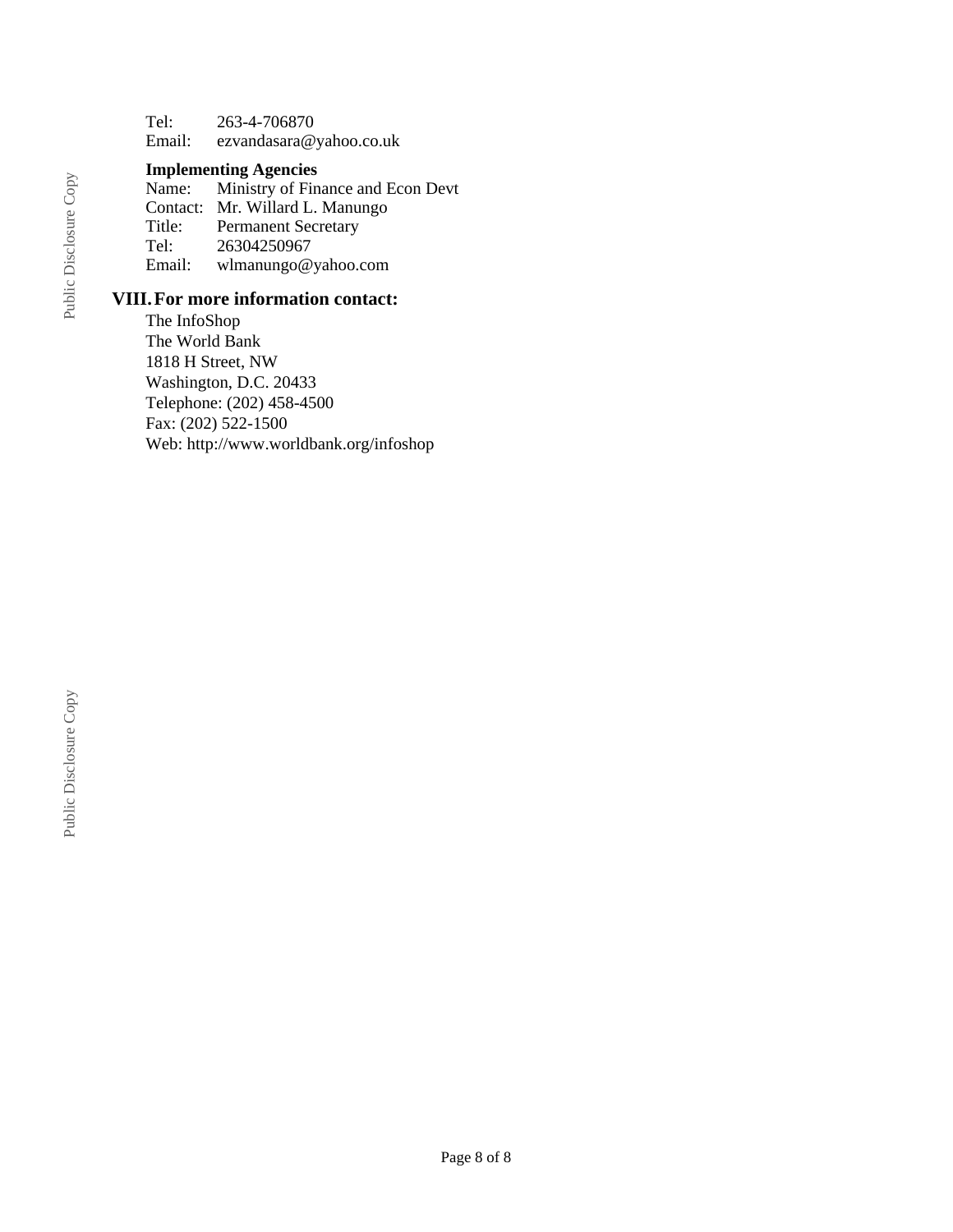Tel: 263-4-706870
Email: ezvandasara@yahoo.co.uk

**Implementing Agencies**

Name: Ministry of Finance and Econ Devt
Contact: Mr. Willard L. Manungo
Title: Permanent Secretary
Tel: 26304250967
Email: wlmanungo@yahoo.com

## VIII. For more information contact:

The InfoShop
The World Bank
1818 H Street, NW
Washington, D.C. 20433
Telephone: (202) 458-4500
Fax: (202) 522-1500
Web: http://www.worldbank.org/infoshop